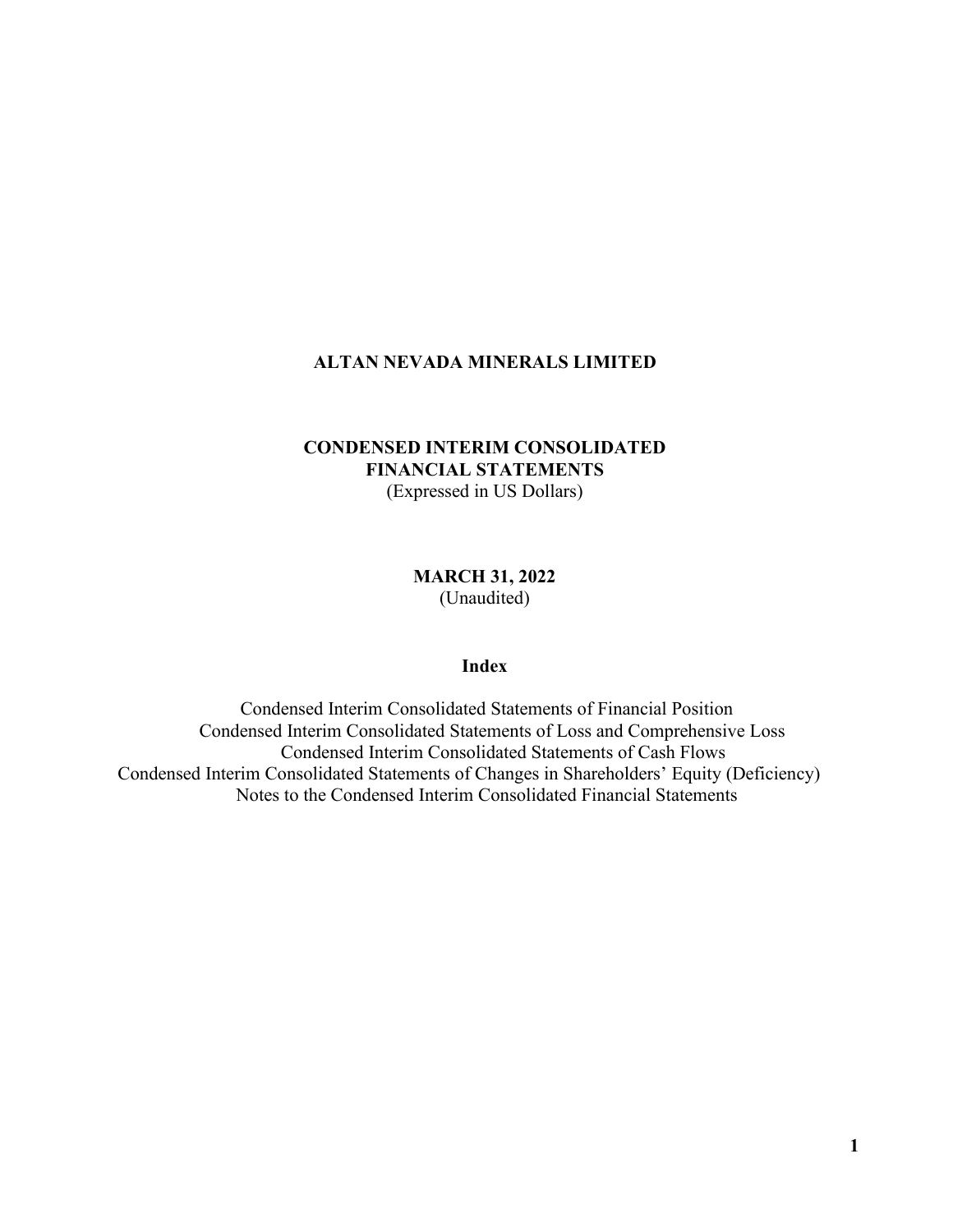# ALTAN NEVADA MINERALS LIMITED

## CONDENSED INTERIM CONSOLIDATED FINANCIAL STATEMENTS

(Expressed in US Dollars)

**MARCH 31, 2022**

(Unaudited)

### Index

Condensed Interim Consolidated Statements of Financial Position

Condensed Interim Consolidated Statements of Loss and Comprehensive Loss

Condensed Interim Consolidated Statements of Cash Flows

Condensed Interim Consolidated Statements of Changes in Shareholders' Equity (Deficiency)

Notes to the Condensed Interim Consolidated Financial Statements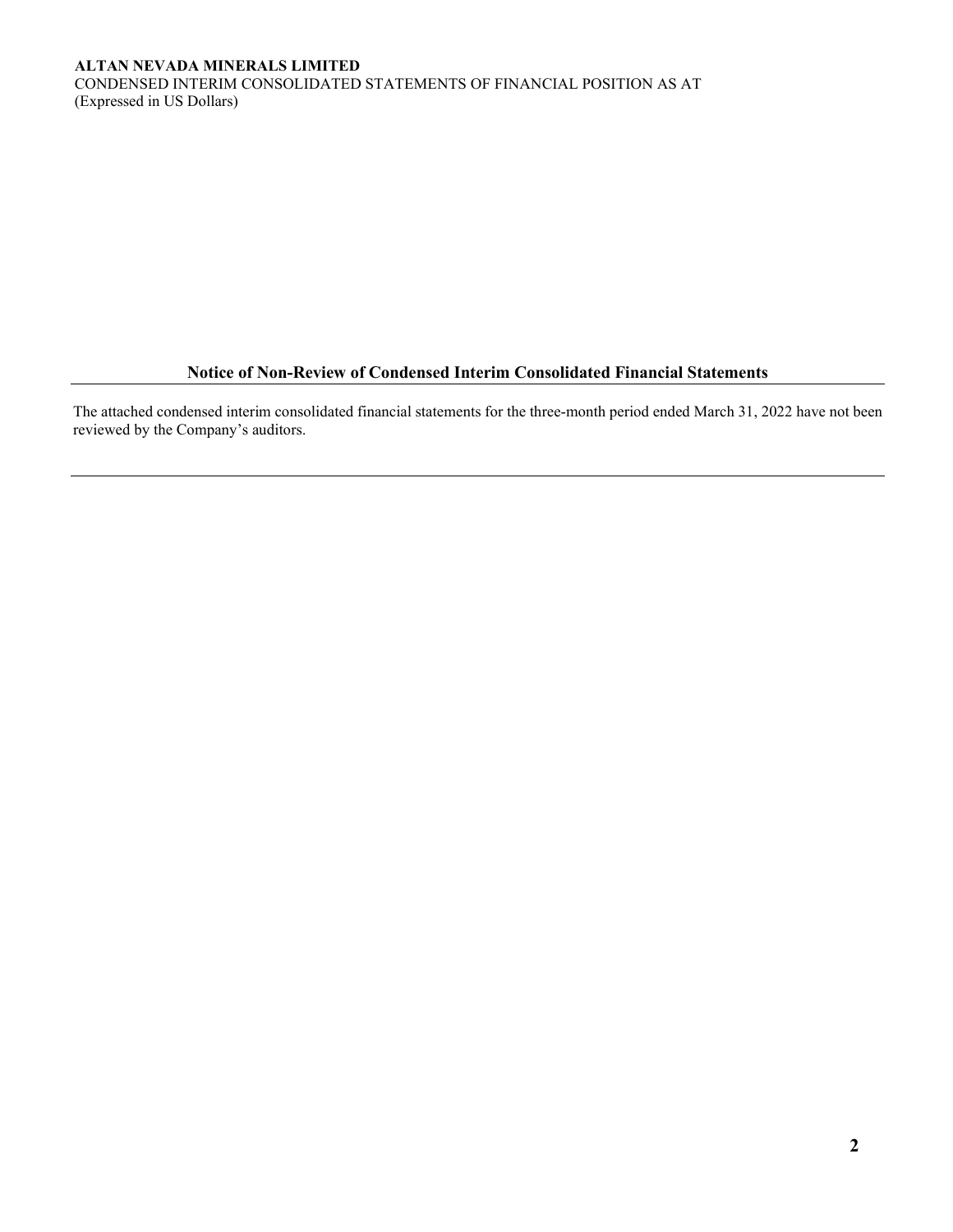**ALTAN NEVADA MINERALS LIMITED**
CONDENSED INTERIM CONSOLIDATED STATEMENTS OF FINANCIAL POSITION AS AT
(Expressed in US Dollars)

## Notice of Non-Review of Condensed Interim Consolidated Financial Statements

The attached condensed interim consolidated financial statements for the three-month period ended March 31, 2022 have not been reviewed by the Company's auditors.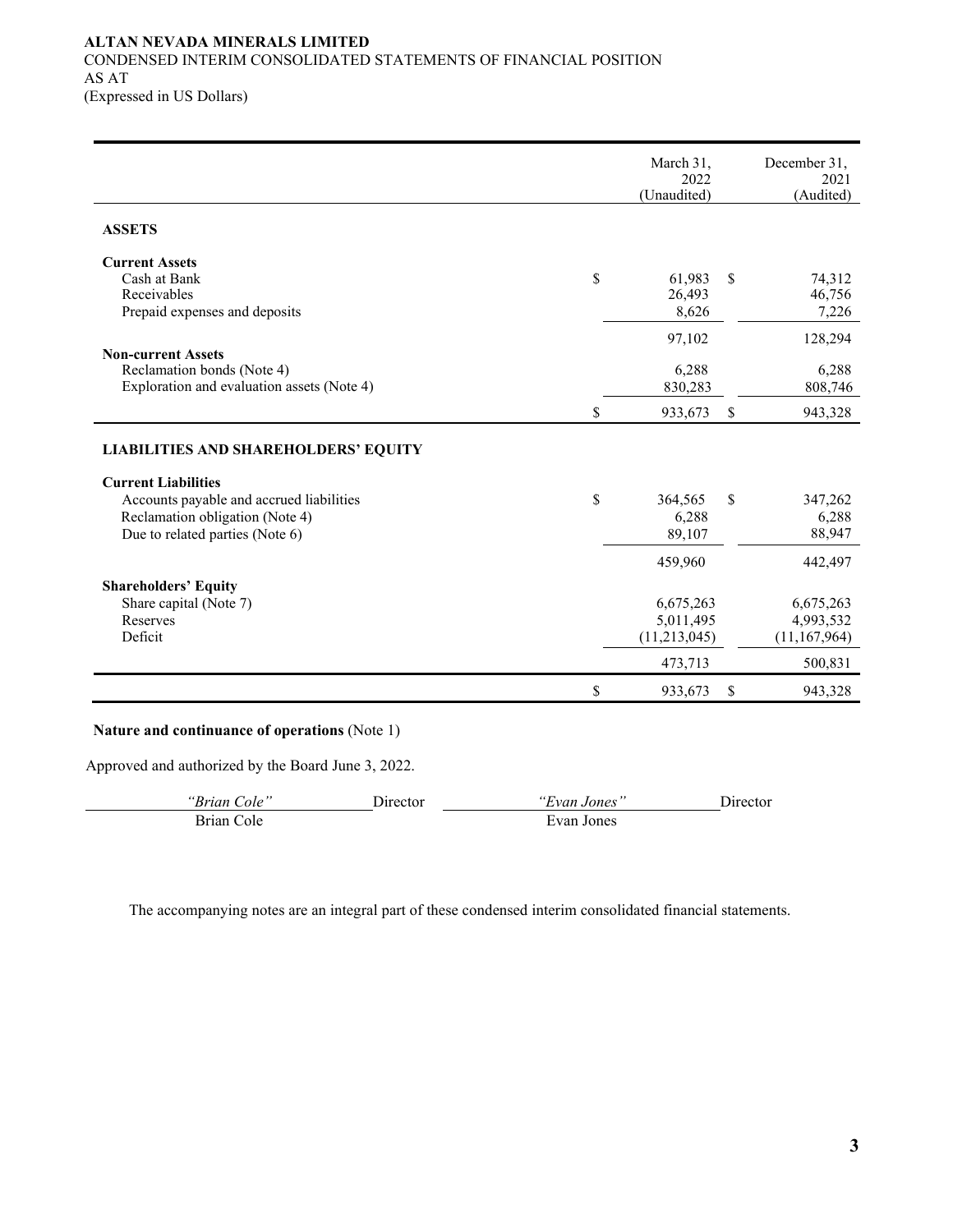**ALTAN NEVADA MINERALS LIMITED**
CONDENSED INTERIM CONSOLIDATED STATEMENTS OF FINANCIAL POSITION
AS AT
(Expressed in US Dollars)

| | March 31, 2022 (Unaudited) | December 31, 2021 (Audited) |
|---|---|---|
| **ASSETS** | | |
| **Current Assets** | | |
| Cash at Bank | $ 61,983 | $ 74,312 |
| Receivables | 26,493 | 46,756 |
| Prepaid expenses and deposits | 8,626 | 7,226 |
| | 97,102 | 128,294 |
| **Non-current Assets** | | |
| Reclamation bonds (Note 4) | 6,288 | 6,288 |
| Exploration and evaluation assets (Note 4) | 830,283 | 808,746 |
| | $ 933,673 | $ 943,328 |
| **LIABILITIES AND SHAREHOLDERS' EQUITY** | | |
| **Current Liabilities** | | |
| Accounts payable and accrued liabilities | $ 364,565 | $ 347,262 |
| Reclamation obligation (Note 4) | 6,288 | 6,288 |
| Due to related parties (Note 6) | 89,107 | 88,947 |
| | 459,960 | 442,497 |
| **Shareholders' Equity** | | |
| Share capital (Note 7) | 6,675,263 | 6,675,263 |
| Reserves | 5,011,495 | 4,993,532 |
| Deficit | (11,213,045) | (11,167,964) |
| | 473,713 | 500,831 |
| | $ 933,673 | $ 943,328 |

**Nature and continuance of operations** (Note 1)

Approved and authorized by the Board June 3, 2022.

| *"Brian Cole"* | Director | *"Evan Jones"* | Director |
|---|---|---|---|
| Brian Cole | | Evan Jones | |

The accompanying notes are an integral part of these condensed interim consolidated financial statements.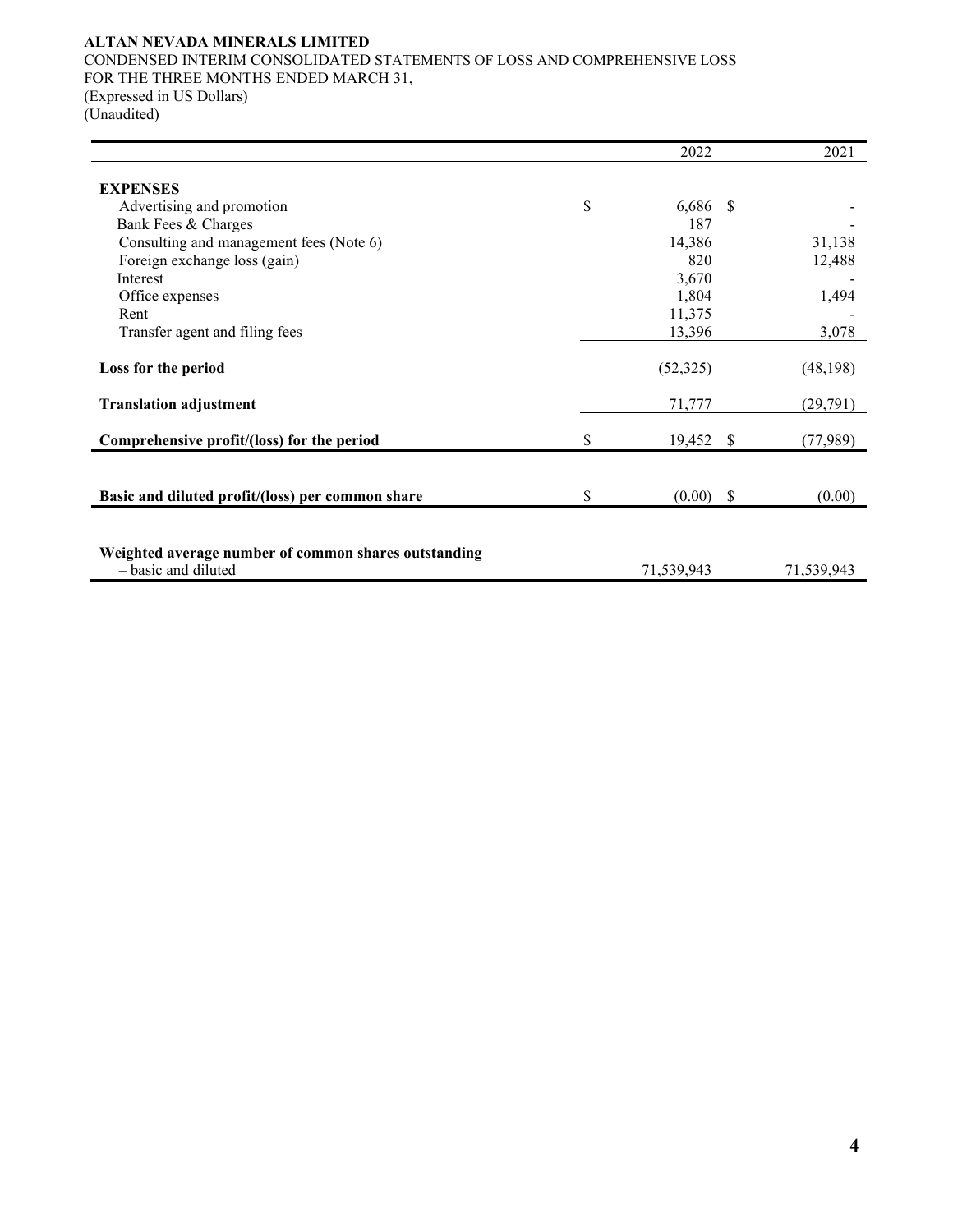**ALTAN NEVADA MINERALS LIMITED**

CONDENSED INTERIM CONSOLIDATED STATEMENTS OF LOSS AND COMPREHENSIVE LOSS
FOR THE THREE MONTHS ENDED MARCH 31,
(Expressed in US Dollars)
(Unaudited)

| | 2022 | 2021 |
|---|---|---|
| **EXPENSES** | | |
| Advertising and promotion | $ 6,686 | $ - |
| Bank Fees & Charges | 187 | - |
| Consulting and management fees (Note 6) | 14,386 | 31,138 |
| Foreign exchange loss (gain) | 820 | 12,488 |
| Interest | 3,670 | - |
| Office expenses | 1,804 | 1,494 |
| Rent | 11,375 | - |
| Transfer agent and filing fees | 13,396 | 3,078 |
| **Loss for the period** | (52,325) | (48,198) |
| **Translation adjustment** | 71,777 | (29,791) |
| **Comprehensive profit/(loss) for the period** | $ 19,452 | $ (77,989) |
| **Basic and diluted profit/(loss) per common share** | $ (0.00) | $ (0.00) |
| **Weighted average number of common shares outstanding** – basic and diluted | 71,539,943 | 71,539,943 |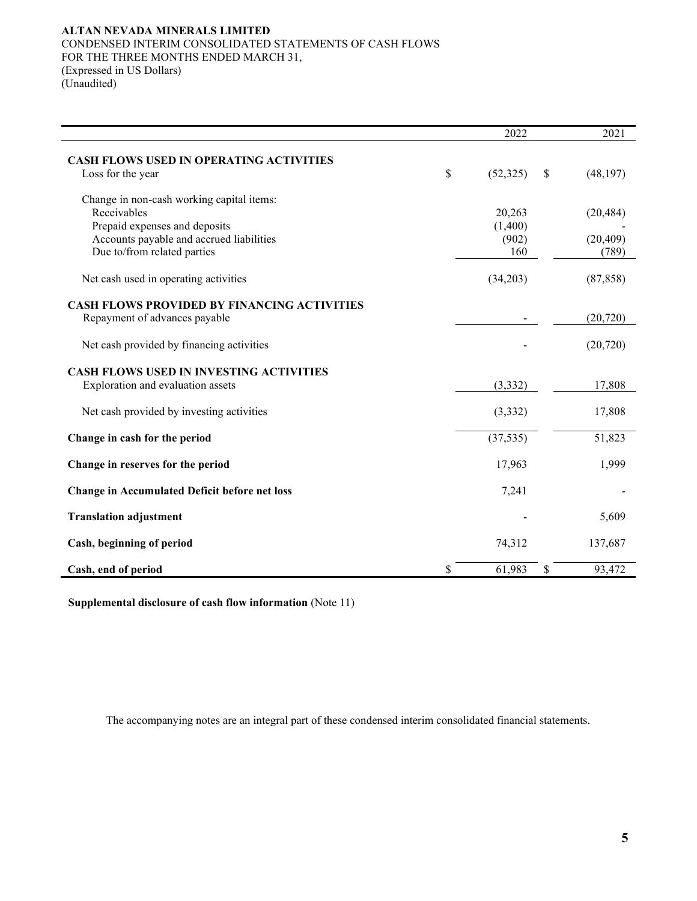**ALTAN NEVADA MINERALS LIMITED**
CONDENSED INTERIM CONSOLIDATED STATEMENTS OF CASH FLOWS
FOR THE THREE MONTHS ENDED MARCH 31,
(Expressed in US Dollars)
(Unaudited)

| | 2022 | 2021 |
|---|---|---|
| **CASH FLOWS USED IN OPERATING ACTIVITIES** | | |
| Loss for the year | $ (52,325) | $ (48,197) |
| Change in non-cash working capital items: | | |
| Receivables | 20,263 | (20,484) |
| Prepaid expenses and deposits | (1,400) | - |
| Accounts payable and accrued liabilities | (902) | (20,409) |
| Due to/from related parties | 160 | (789) |
| Net cash used in operating activities | (34,203) | (87,858) |
| **CASH FLOWS PROVIDED BY FINANCING ACTIVITIES** | | |
| Repayment of advances payable | - | (20,720) |
| Net cash provided by financing activities | - | (20,720) |
| **CASH FLOWS USED IN INVESTING ACTIVITIES** | | |
| Exploration and evaluation assets | (3,332) | 17,808 |
| Net cash provided by investing activities | (3,332) | 17,808 |
| **Change in cash for the period** | (37,535) | 51,823 |
| **Change in reserves for the period** | 17,963 | 1,999 |
| **Change in Accumulated Deficit before net loss** | 7,241 | - |
| **Translation adjustment** | - | 5,609 |
| **Cash, beginning of period** | 74,312 | 137,687 |
| **Cash, end of period** | $ 61,983 | $ 93,472 |

**Supplemental disclosure of cash flow information** (Note 11)

The accompanying notes are an integral part of these condensed interim consolidated financial statements.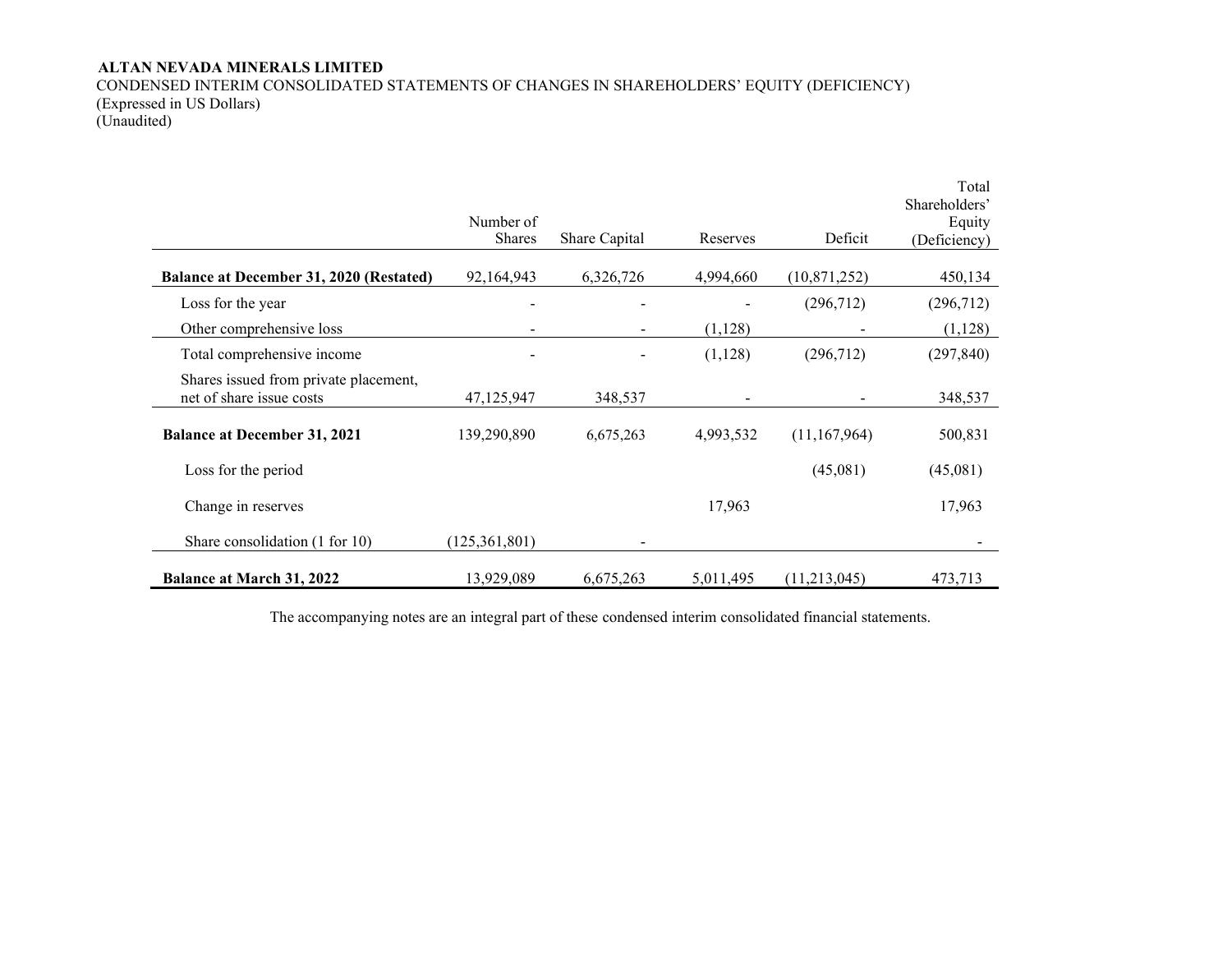**ALTAN NEVADA MINERALS LIMITED**
CONDENSED INTERIM CONSOLIDATED STATEMENTS OF CHANGES IN SHAREHOLDERS' EQUITY (DEFICIENCY)
(Expressed in US Dollars)
(Unaudited)

| | Number of Shares | Share Capital | Reserves | Deficit | Total Shareholders' Equity (Deficiency) |
|---|---|---|---|---|---|
| **Balance at December 31, 2020 (Restated)** | 92,164,943 | 6,326,726 | 4,994,660 | (10,871,252) | 450,134 |
| Loss for the year | - | - | - | (296,712) | (296,712) |
| Other comprehensive loss | - | - | (1,128) | - | (1,128) |
| Total comprehensive income | - | - | (1,128) | (296,712) | (297,840) |
| Shares issued from private placement, net of share issue costs | 47,125,947 | 348,537 | - | - | 348,537 |
| **Balance at December 31, 2021** | 139,290,890 | 6,675,263 | 4,993,532 | (11,167,964) | 500,831 |
| Loss for the period | | | | (45,081) | (45,081) |
| Change in reserves | | | 17,963 | | 17,963 |
| Share consolidation (1 for 10) | (125,361,801) | - | | | - |
| **Balance at March 31, 2022** | 13,929,089 | 6,675,263 | 5,011,495 | (11,213,045) | 473,713 |

The accompanying notes are an integral part of these condensed interim consolidated financial statements.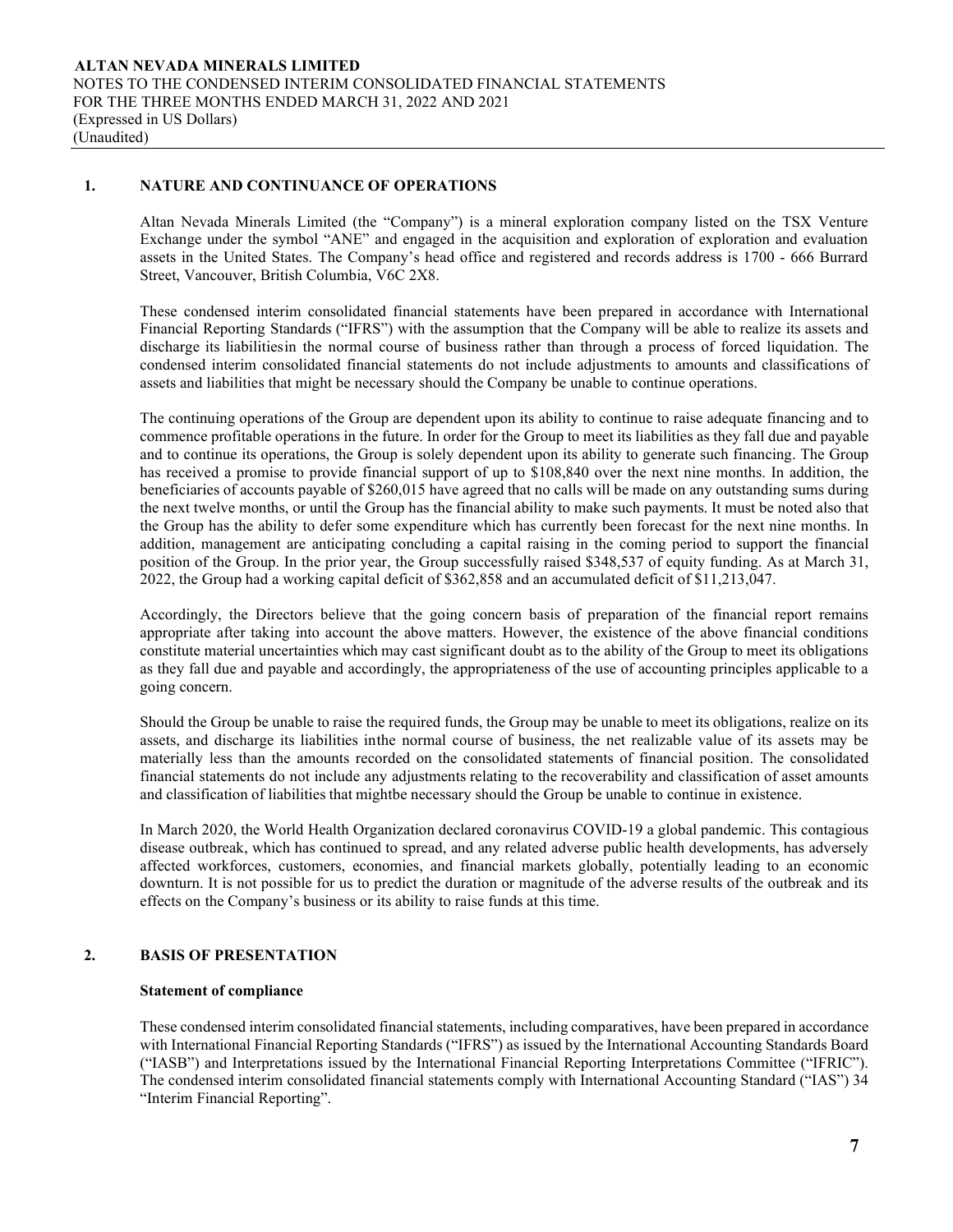## 1. NATURE AND CONTINUANCE OF OPERATIONS

Altan Nevada Minerals Limited (the "Company") is a mineral exploration company listed on the TSX Venture Exchange under the symbol "ANE" and engaged in the acquisition and exploration of exploration and evaluation assets in the United States. The Company's head office and registered and records address is 1700 - 666 Burrard Street, Vancouver, British Columbia, V6C 2X8.

These condensed interim consolidated financial statements have been prepared in accordance with International Financial Reporting Standards ("IFRS") with the assumption that the Company will be able to realize its assets and discharge its liabilitiesin the normal course of business rather than through a process of forced liquidation. The condensed interim consolidated financial statements do not include adjustments to amounts and classifications of assets and liabilities that might be necessary should the Company be unable to continue operations.

The continuing operations of the Group are dependent upon its ability to continue to raise adequate financing and to commence profitable operations in the future. In order for the Group to meet its liabilities as they fall due and payable and to continue its operations, the Group is solely dependent upon its ability to generate such financing. The Group has received a promise to provide financial support of up to $108,840 over the next nine months. In addition, the beneficiaries of accounts payable of $260,015 have agreed that no calls will be made on any outstanding sums during the next twelve months, or until the Group has the financial ability to make such payments. It must be noted also that the Group has the ability to defer some expenditure which has currently been forecast for the next nine months. In addition, management are anticipating concluding a capital raising in the coming period to support the financial position of the Group. In the prior year, the Group successfully raised $348,537 of equity funding. As at March 31, 2022, the Group had a working capital deficit of $362,858 and an accumulated deficit of $11,213,047.

Accordingly, the Directors believe that the going concern basis of preparation of the financial report remains appropriate after taking into account the above matters. However, the existence of the above financial conditions constitute material uncertainties which may cast significant doubt as to the ability of the Group to meet its obligations as they fall due and payable and accordingly, the appropriateness of the use of accounting principles applicable to a going concern.

Should the Group be unable to raise the required funds, the Group may be unable to meet its obligations, realize on its assets, and discharge its liabilities inthe normal course of business, the net realizable value of its assets may be materially less than the amounts recorded on the consolidated statements of financial position. The consolidated financial statements do not include any adjustments relating to the recoverability and classification of asset amounts and classification of liabilities that mightbe necessary should the Group be unable to continue in existence.

In March 2020, the World Health Organization declared coronavirus COVID-19 a global pandemic. This contagious disease outbreak, which has continued to spread, and any related adverse public health developments, has adversely affected workforces, customers, economies, and financial markets globally, potentially leading to an economic downturn. It is not possible for us to predict the duration or magnitude of the adverse results of the outbreak and its effects on the Company's business or its ability to raise funds at this time.

## 2. BASIS OF PRESENTATION

### Statement of compliance

These condensed interim consolidated financial statements, including comparatives, have been prepared in accordance with International Financial Reporting Standards ("IFRS") as issued by the International Accounting Standards Board ("IASB") and Interpretations issued by the International Financial Reporting Interpretations Committee ("IFRIC"). The condensed interim consolidated financial statements comply with International Accounting Standard ("IAS") 34 "Interim Financial Reporting".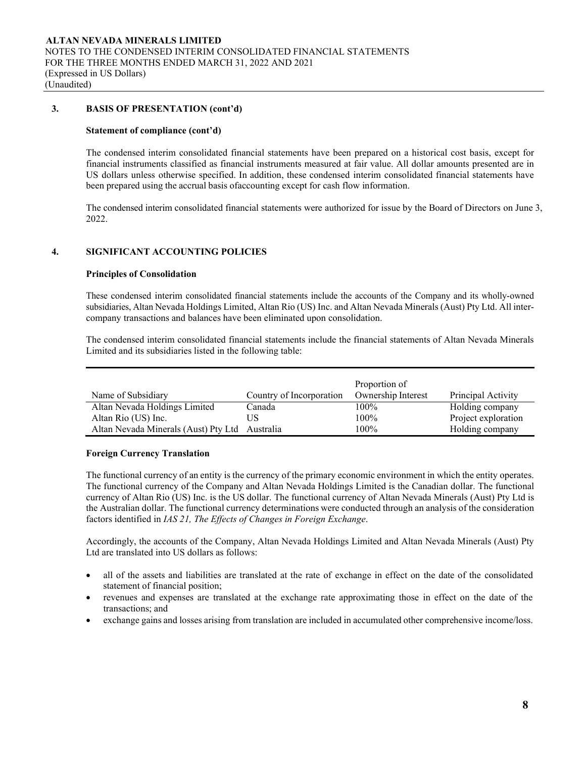## 3. BASIS OF PRESENTATION (cont'd)

### Statement of compliance (cont'd)

The condensed interim consolidated financial statements have been prepared on a historical cost basis, except for financial instruments classified as financial instruments measured at fair value. All dollar amounts presented are in US dollars unless otherwise specified. In addition, these condensed interim consolidated financial statements have been prepared using the accrual basis ofaccounting except for cash flow information.

The condensed interim consolidated financial statements were authorized for issue by the Board of Directors on June 3, 2022.

## 4. SIGNIFICANT ACCOUNTING POLICIES

### Principles of Consolidation

These condensed interim consolidated financial statements include the accounts of the Company and its wholly-owned subsidiaries, Altan Nevada Holdings Limited, Altan Rio (US) Inc. and Altan Nevada Minerals (Aust) Pty Ltd. All inter-company transactions and balances have been eliminated upon consolidation.

The condensed interim consolidated financial statements include the financial statements of Altan Nevada Minerals Limited and its subsidiaries listed in the following table:

| Name of Subsidiary | Country of Incorporation | Proportion of Ownership Interest | Principal Activity |
|---|---|---|---|
| Altan Nevada Holdings Limited | Canada | 100% | Holding company |
| Altan Rio (US) Inc. | US | 100% | Project exploration |
| Altan Nevada Minerals (Aust) Pty Ltd | Australia | 100% | Holding company |

### Foreign Currency Translation

The functional currency of an entity is the currency of the primary economic environment in which the entity operates. The functional currency of the Company and Altan Nevada Holdings Limited is the Canadian dollar. The functional currency of Altan Rio (US) Inc. is the US dollar. The functional currency of Altan Nevada Minerals (Aust) Pty Ltd is the Australian dollar. The functional currency determinations were conducted through an analysis of the consideration factors identified in *IAS 21, The Effects of Changes in Foreign Exchange*.

Accordingly, the accounts of the Company, Altan Nevada Holdings Limited and Altan Nevada Minerals (Aust) Pty Ltd are translated into US dollars as follows:

- all of the assets and liabilities are translated at the rate of exchange in effect on the date of the consolidated statement of financial position;
- revenues and expenses are translated at the exchange rate approximating those in effect on the date of the transactions; and
- exchange gains and losses arising from translation are included in accumulated other comprehensive income/loss.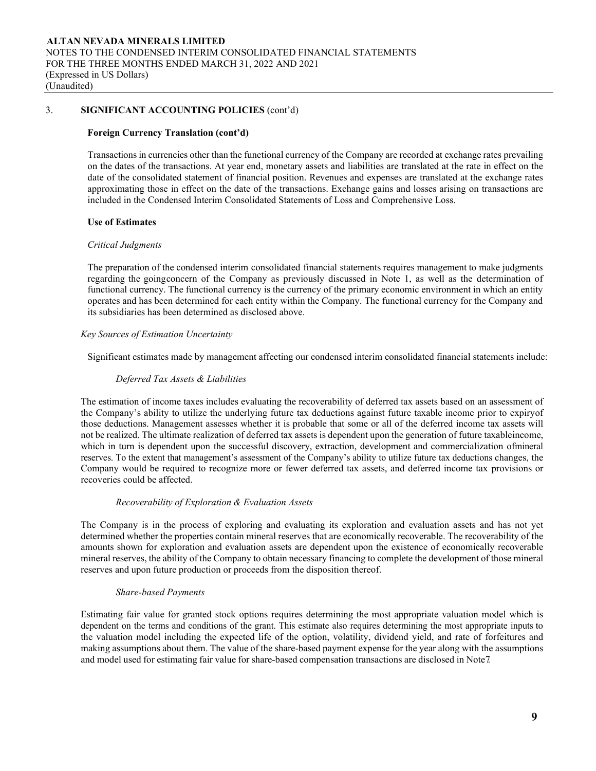## 3. SIGNIFICANT ACCOUNTING POLICIES (cont'd)

**Foreign Currency Translation (cont'd)**

Transactions in currencies other than the functional currency of the Company are recorded at exchange rates prevailing on the dates of the transactions. At year end, monetary assets and liabilities are translated at the rate in effect on the date of the consolidated statement of financial position. Revenues and expenses are translated at the exchange rates approximating those in effect on the date of the transactions. Exchange gains and losses arising on transactions are included in the Condensed Interim Consolidated Statements of Loss and Comprehensive Loss.

**Use of Estimates**

*Critical Judgments*

The preparation of the condensed interim consolidated financial statements requires management to make judgments regarding the goingconcern of the Company as previously discussed in Note 1, as well as the determination of functional currency. The functional currency is the currency of the primary economic environment in which an entity operates and has been determined for each entity within the Company. The functional currency for the Company and its subsidiaries has been determined as disclosed above.

*Key Sources of Estimation Uncertainty*

Significant estimates made by management affecting our condensed interim consolidated financial statements include:

*Deferred Tax Assets & Liabilities*

The estimation of income taxes includes evaluating the recoverability of deferred tax assets based on an assessment of the Company's ability to utilize the underlying future tax deductions against future taxable income prior to expiryof those deductions. Management assesses whether it is probable that some or all of the deferred income tax assets will not be realized. The ultimate realization of deferred tax assets is dependent upon the generation of future taxableincome, which in turn is dependent upon the successful discovery, extraction, development and commercialization ofmineral reserves. To the extent that management's assessment of the Company's ability to utilize future tax deductions changes, the Company would be required to recognize more or fewer deferred tax assets, and deferred income tax provisions or recoveries could be affected.

*Recoverability of Exploration & Evaluation Assets*

The Company is in the process of exploring and evaluating its exploration and evaluation assets and has not yet determined whether the properties contain mineral reserves that are economically recoverable. The recoverability of the amounts shown for exploration and evaluation assets are dependent upon the existence of economically recoverable mineral reserves, the ability of the Company to obtain necessary financing to complete the development of those mineral reserves and upon future production or proceeds from the disposition thereof.

*Share-based Payments*

Estimating fair value for granted stock options requires determining the most appropriate valuation model which is dependent on the terms and conditions of the grant. This estimate also requires determining the most appropriate inputs to the valuation model including the expected life of the option, volatility, dividend yield, and rate of forfeitures and making assumptions about them. The value of the share-based payment expense for the year along with the assumptions and model used for estimating fair value for share-based compensation transactions are disclosed in Note7.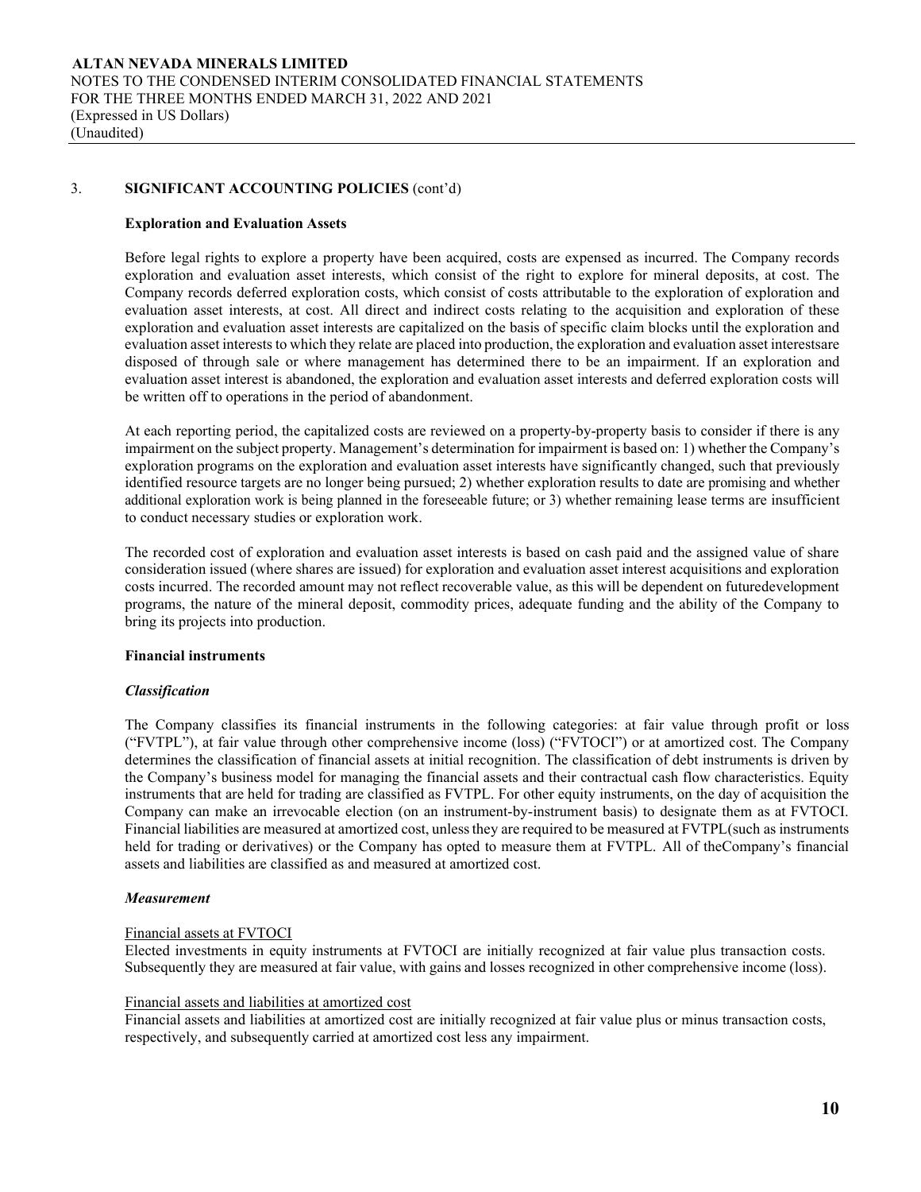## 3. SIGNIFICANT ACCOUNTING POLICIES (cont'd)

**Exploration and Evaluation Assets**

Before legal rights to explore a property have been acquired, costs are expensed as incurred. The Company records exploration and evaluation asset interests, which consist of the right to explore for mineral deposits, at cost. The Company records deferred exploration costs, which consist of costs attributable to the exploration of exploration and evaluation asset interests, at cost. All direct and indirect costs relating to the acquisition and exploration of these exploration and evaluation asset interests are capitalized on the basis of specific claim blocks until the exploration and evaluation asset interests to which they relate are placed into production, the exploration and evaluation asset interestsare disposed of through sale or where management has determined there to be an impairment. If an exploration and evaluation asset interest is abandoned, the exploration and evaluation asset interests and deferred exploration costs will be written off to operations in the period of abandonment.

At each reporting period, the capitalized costs are reviewed on a property-by-property basis to consider if there is any impairment on the subject property. Management's determination for impairment is based on: 1) whether the Company's exploration programs on the exploration and evaluation asset interests have significantly changed, such that previously identified resource targets are no longer being pursued; 2) whether exploration results to date are promising and whether additional exploration work is being planned in the foreseeable future; or 3) whether remaining lease terms are insufficient to conduct necessary studies or exploration work.

The recorded cost of exploration and evaluation asset interests is based on cash paid and the assigned value of share consideration issued (where shares are issued) for exploration and evaluation asset interest acquisitions and exploration costs incurred. The recorded amount may not reflect recoverable value, as this will be dependent on futuredevelopment programs, the nature of the mineral deposit, commodity prices, adequate funding and the ability of the Company to bring its projects into production.

**Financial instruments**

***Classification***

The Company classifies its financial instruments in the following categories: at fair value through profit or loss ("FVTPL"), at fair value through other comprehensive income (loss) ("FVTOCI") or at amortized cost. The Company determines the classification of financial assets at initial recognition. The classification of debt instruments is driven by the Company's business model for managing the financial assets and their contractual cash flow characteristics. Equity instruments that are held for trading are classified as FVTPL. For other equity instruments, on the day of acquisition the Company can make an irrevocable election (on an instrument-by-instrument basis) to designate them as at FVTOCI. Financial liabilities are measured at amortized cost, unless they are required to be measured at FVTPL(such as instruments held for trading or derivatives) or the Company has opted to measure them at FVTPL. All of theCompany's financial assets and liabilities are classified as and measured at amortized cost.

***Measurement***

<u>Financial assets at FVTOCI</u>
Elected investments in equity instruments at FVTOCI are initially recognized at fair value plus transaction costs. Subsequently they are measured at fair value, with gains and losses recognized in other comprehensive income (loss).

<u>Financial assets and liabilities at amortized cost</u>
Financial assets and liabilities at amortized cost are initially recognized at fair value plus or minus transaction costs, respectively, and subsequently carried at amortized cost less any impairment.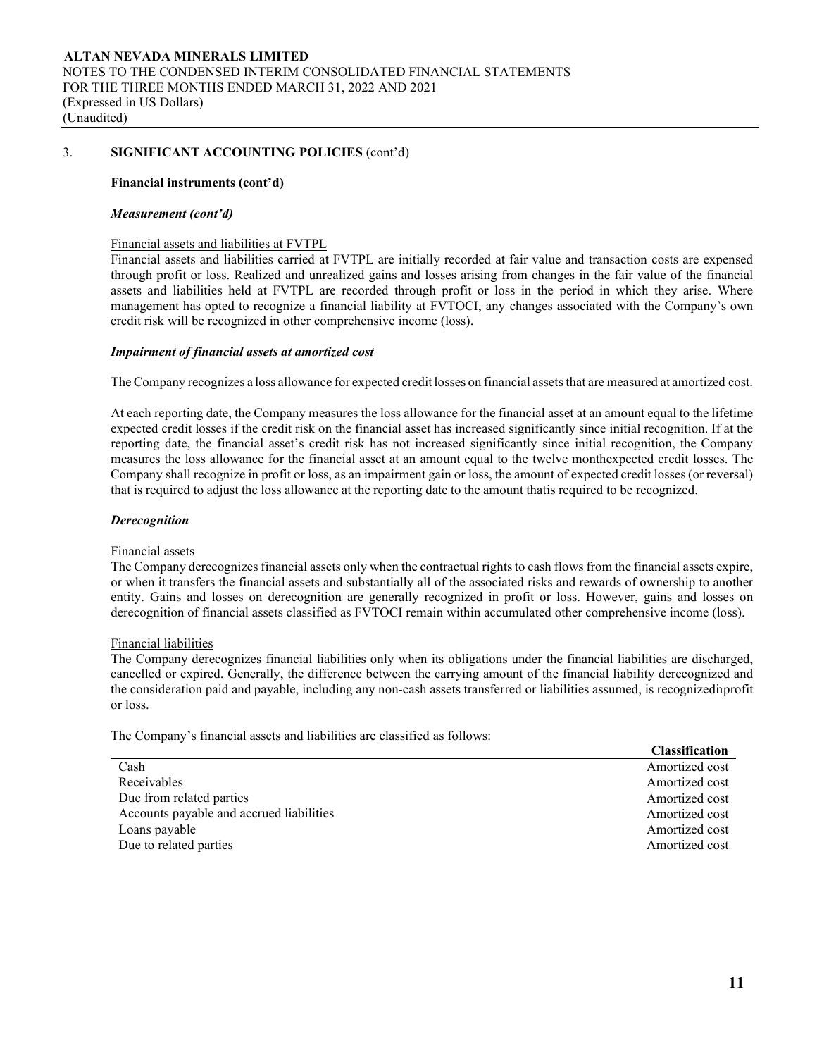## 3. SIGNIFICANT ACCOUNTING POLICIES (cont'd)

**Financial instruments (cont'd)**

***Measurement (cont'd)***

Financial assets and liabilities at FVTPL

Financial assets and liabilities carried at FVTPL are initially recorded at fair value and transaction costs are expensed through profit or loss. Realized and unrealized gains and losses arising from changes in the fair value of the financial assets and liabilities held at FVTPL are recorded through profit or loss in the period in which they arise. Where management has opted to recognize a financial liability at FVTOCI, any changes associated with the Company's own credit risk will be recognized in other comprehensive income (loss).

***Impairment of financial assets at amortized cost***

The Company recognizes a loss allowance for expected credit losses on financial assets that are measured at amortized cost.

At each reporting date, the Company measures the loss allowance for the financial asset at an amount equal to the lifetime expected credit losses if the credit risk on the financial asset has increased significantly since initial recognition. If at the reporting date, the financial asset's credit risk has not increased significantly since initial recognition, the Company measures the loss allowance for the financial asset at an amount equal to the twelve monthexpected credit losses. The Company shall recognize in profit or loss, as an impairment gain or loss, the amount of expected credit losses (or reversal) that is required to adjust the loss allowance at the reporting date to the amount thatis required to be recognized.

***Derecognition***

Financial assets

The Company derecognizes financial assets only when the contractual rights to cash flows from the financial assets expire, or when it transfers the financial assets and substantially all of the associated risks and rewards of ownership to another entity. Gains and losses on derecognition are generally recognized in profit or loss. However, gains and losses on derecognition of financial assets classified as FVTOCI remain within accumulated other comprehensive income (loss).

Financial liabilities

The Company derecognizes financial liabilities only when its obligations under the financial liabilities are discharged, cancelled or expired. Generally, the difference between the carrying amount of the financial liability derecognized and the consideration paid and payable, including any non-cash assets transferred or liabilities assumed, is recognizedinprofit or loss.

The Company's financial assets and liabilities are classified as follows:

| | **Classification** |
|---|---|
| Cash | Amortized cost |
| Receivables | Amortized cost |
| Due from related parties | Amortized cost |
| Accounts payable and accrued liabilities | Amortized cost |
| Loans payable | Amortized cost |
| Due to related parties | Amortized cost |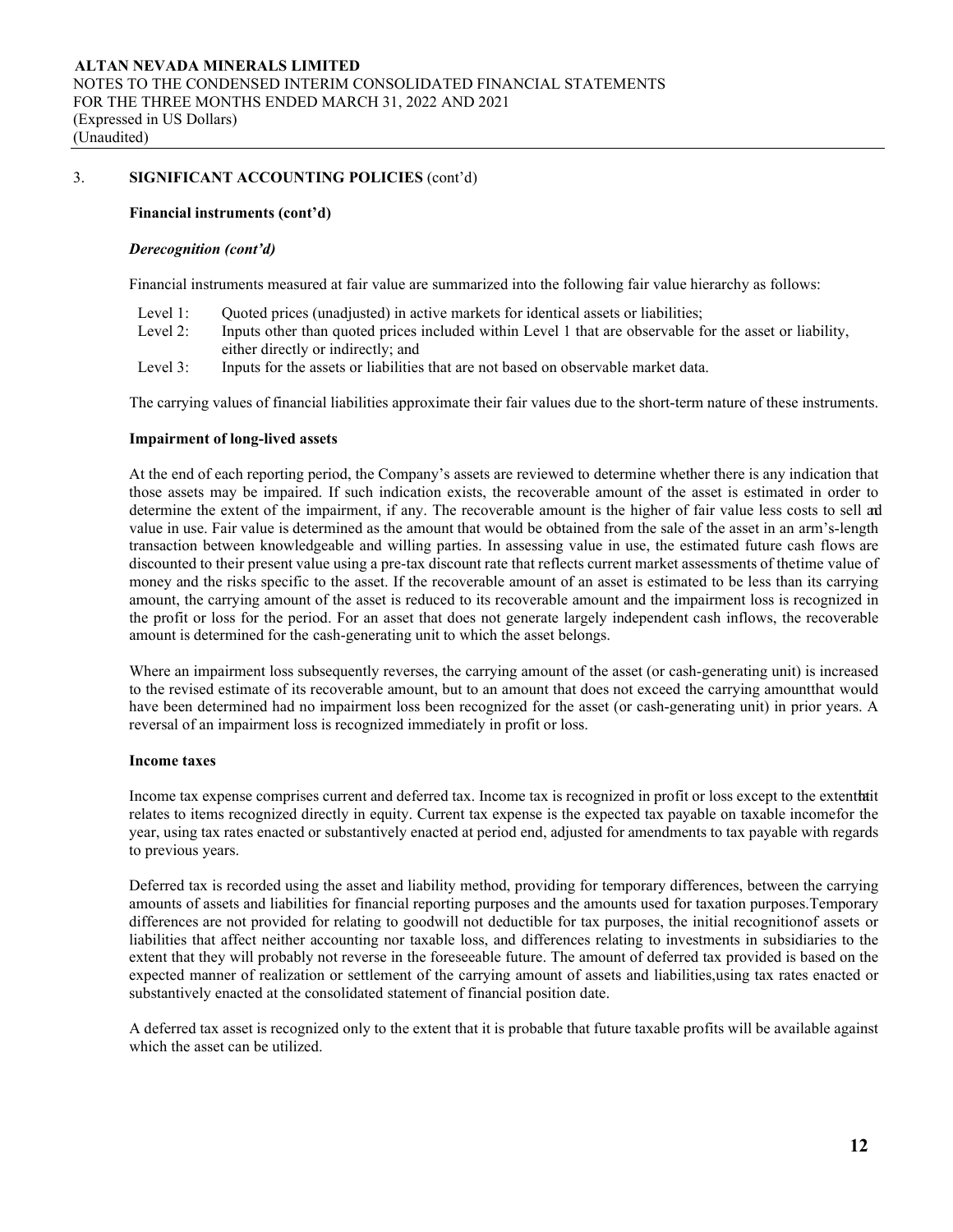## 3. SIGNIFICANT ACCOUNTING POLICIES (cont'd)

### Financial instruments (cont'd)

***Derecognition (cont'd)***

Financial instruments measured at fair value are summarized into the following fair value hierarchy as follows:

- Level 1: Quoted prices (unadjusted) in active markets for identical assets or liabilities;
- Level 2: Inputs other than quoted prices included within Level 1 that are observable for the asset or liability, either directly or indirectly; and
- Level 3: Inputs for the assets or liabilities that are not based on observable market data.

The carrying values of financial liabilities approximate their fair values due to the short-term nature of these instruments.

### Impairment of long-lived assets

At the end of each reporting period, the Company's assets are reviewed to determine whether there is any indication that those assets may be impaired. If such indication exists, the recoverable amount of the asset is estimated in order to determine the extent of the impairment, if any. The recoverable amount is the higher of fair value less costs to sell and value in use. Fair value is determined as the amount that would be obtained from the sale of the asset in an arm's-length transaction between knowledgeable and willing parties. In assessing value in use, the estimated future cash flows are discounted to their present value using a pre-tax discount rate that reflects current market assessments of thetime value of money and the risks specific to the asset. If the recoverable amount of an asset is estimated to be less than its carrying amount, the carrying amount of the asset is reduced to its recoverable amount and the impairment loss is recognized in the profit or loss for the period. For an asset that does not generate largely independent cash inflows, the recoverable amount is determined for the cash-generating unit to which the asset belongs.

Where an impairment loss subsequently reverses, the carrying amount of the asset (or cash-generating unit) is increased to the revised estimate of its recoverable amount, but to an amount that does not exceed the carrying amountthat would have been determined had no impairment loss been recognized for the asset (or cash-generating unit) in prior years. A reversal of an impairment loss is recognized immediately in profit or loss.

### Income taxes

Income tax expense comprises current and deferred tax. Income tax is recognized in profit or loss except to the extent that it relates to items recognized directly in equity. Current tax expense is the expected tax payable on taxable incomefor the year, using tax rates enacted or substantively enacted at period end, adjusted for amendments to tax payable with regards to previous years.

Deferred tax is recorded using the asset and liability method, providing for temporary differences, between the carrying amounts of assets and liabilities for financial reporting purposes and the amounts used for taxation purposes.Temporary differences are not provided for relating to goodwill not deductible for tax purposes, the initial recognitionof assets or liabilities that affect neither accounting nor taxable loss, and differences relating to investments in subsidiaries to the extent that they will probably not reverse in the foreseeable future. The amount of deferred tax provided is based on the expected manner of realization or settlement of the carrying amount of assets and liabilities,using tax rates enacted or substantively enacted at the consolidated statement of financial position date.

A deferred tax asset is recognized only to the extent that it is probable that future taxable profits will be available against which the asset can be utilized.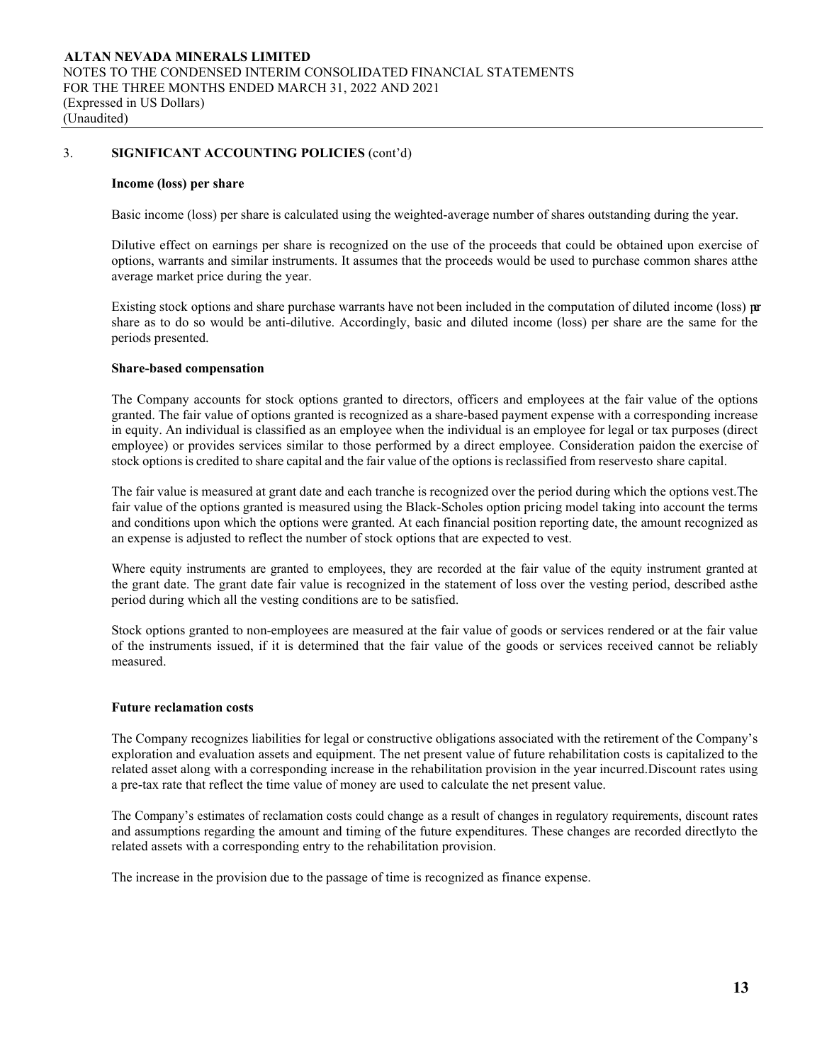## 3. SIGNIFICANT ACCOUNTING POLICIES (cont'd)

### Income (loss) per share

Basic income (loss) per share is calculated using the weighted-average number of shares outstanding during the year.

Dilutive effect on earnings per share is recognized on the use of the proceeds that could be obtained upon exercise of options, warrants and similar instruments. It assumes that the proceeds would be used to purchase common shares atthe average market price during the year.

Existing stock options and share purchase warrants have not been included in the computation of diluted income (loss) per share as to do so would be anti-dilutive. Accordingly, basic and diluted income (loss) per share are the same for the periods presented.

### Share-based compensation

The Company accounts for stock options granted to directors, officers and employees at the fair value of the options granted. The fair value of options granted is recognized as a share-based payment expense with a corresponding increase in equity. An individual is classified as an employee when the individual is an employee for legal or tax purposes (direct employee) or provides services similar to those performed by a direct employee. Consideration paidon the exercise of stock options is credited to share capital and the fair value of the options is reclassified from reservesto share capital.

The fair value is measured at grant date and each tranche is recognized over the period during which the options vest.The fair value of the options granted is measured using the Black-Scholes option pricing model taking into account the terms and conditions upon which the options were granted. At each financial position reporting date, the amount recognized as an expense is adjusted to reflect the number of stock options that are expected to vest.

Where equity instruments are granted to employees, they are recorded at the fair value of the equity instrument granted at the grant date. The grant date fair value is recognized in the statement of loss over the vesting period, described asthe period during which all the vesting conditions are to be satisfied.

Stock options granted to non-employees are measured at the fair value of goods or services rendered or at the fair value of the instruments issued, if it is determined that the fair value of the goods or services received cannot be reliably measured.

### Future reclamation costs

The Company recognizes liabilities for legal or constructive obligations associated with the retirement of the Company's exploration and evaluation assets and equipment. The net present value of future rehabilitation costs is capitalized to the related asset along with a corresponding increase in the rehabilitation provision in the year incurred.Discount rates using a pre-tax rate that reflect the time value of money are used to calculate the net present value.

The Company's estimates of reclamation costs could change as a result of changes in regulatory requirements, discount rates and assumptions regarding the amount and timing of the future expenditures. These changes are recorded directlyto the related assets with a corresponding entry to the rehabilitation provision.

The increase in the provision due to the passage of time is recognized as finance expense.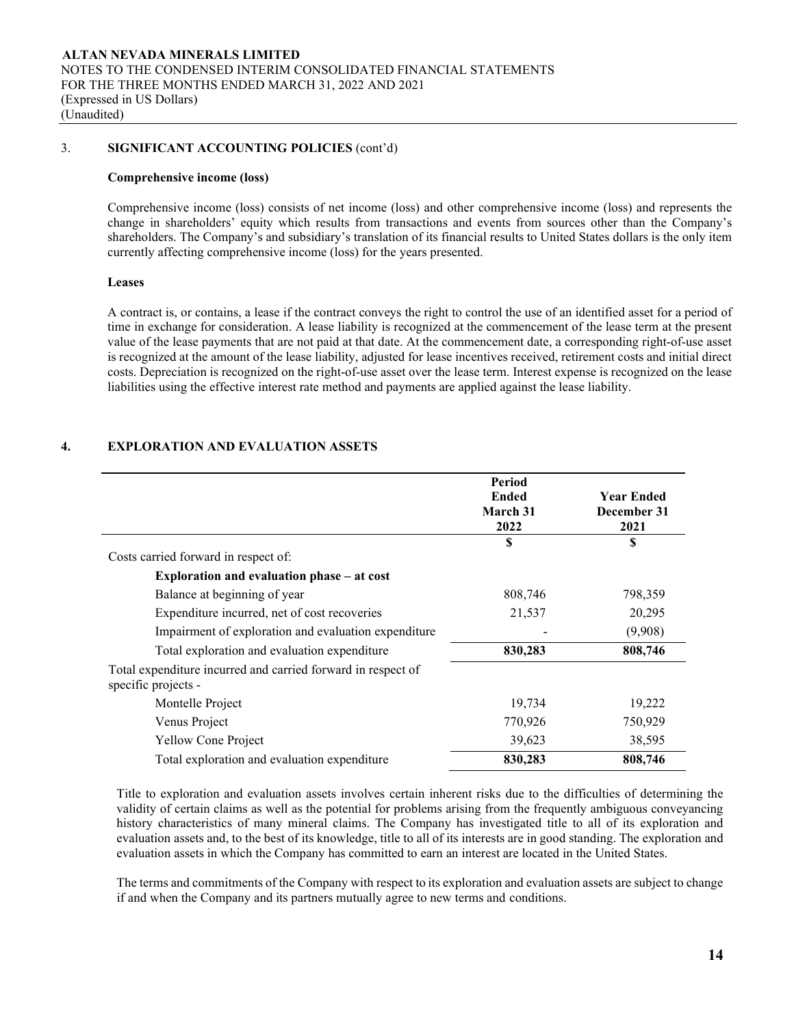### 3. SIGNIFICANT ACCOUNTING POLICIES (cont'd)

**Comprehensive income (loss)**

Comprehensive income (loss) consists of net income (loss) and other comprehensive income (loss) and represents the change in shareholders' equity which results from transactions and events from sources other than the Company's shareholders. The Company's and subsidiary's translation of its financial results to United States dollars is the only item currently affecting comprehensive income (loss) for the years presented.

**Leases**

A contract is, or contains, a lease if the contract conveys the right to control the use of an identified asset for a period of time in exchange for consideration. A lease liability is recognized at the commencement of the lease term at the present value of the lease payments that are not paid at that date. At the commencement date, a corresponding right-of-use asset is recognized at the amount of the lease liability, adjusted for lease incentives received, retirement costs and initial direct costs. Depreciation is recognized on the right-of-use asset over the lease term. Interest expense is recognized on the lease liabilities using the effective interest rate method and payments are applied against the lease liability.

### 4. EXPLORATION AND EVALUATION ASSETS

| | Period Ended March 31 2022 | Year Ended December 31 2021 |
|---|---|---|
| | $ | $ |
| Costs carried forward in respect of: | | |
| **Exploration and evaluation phase – at cost** | | |
| Balance at beginning of year | 808,746 | 798,359 |
| Expenditure incurred, net of cost recoveries | 21,537 | 20,295 |
| Impairment of exploration and evaluation expenditure | - | (9,908) |
| Total exploration and evaluation expenditure | **830,283** | **808,746** |
| Total expenditure incurred and carried forward in respect of specific projects - | | |
| Montelle Project | 19,734 | 19,222 |
| Venus Project | 770,926 | 750,929 |
| Yellow Cone Project | 39,623 | 38,595 |
| Total exploration and evaluation expenditure | **830,283** | **808,746** |

Title to exploration and evaluation assets involves certain inherent risks due to the difficulties of determining the validity of certain claims as well as the potential for problems arising from the frequently ambiguous conveyancing history characteristics of many mineral claims. The Company has investigated title to all of its exploration and evaluation assets and, to the best of its knowledge, title to all of its interests are in good standing. The exploration and evaluation assets in which the Company has committed to earn an interest are located in the United States.

The terms and commitments of the Company with respect to its exploration and evaluation assets are subject to change if and when the Company and its partners mutually agree to new terms and conditions.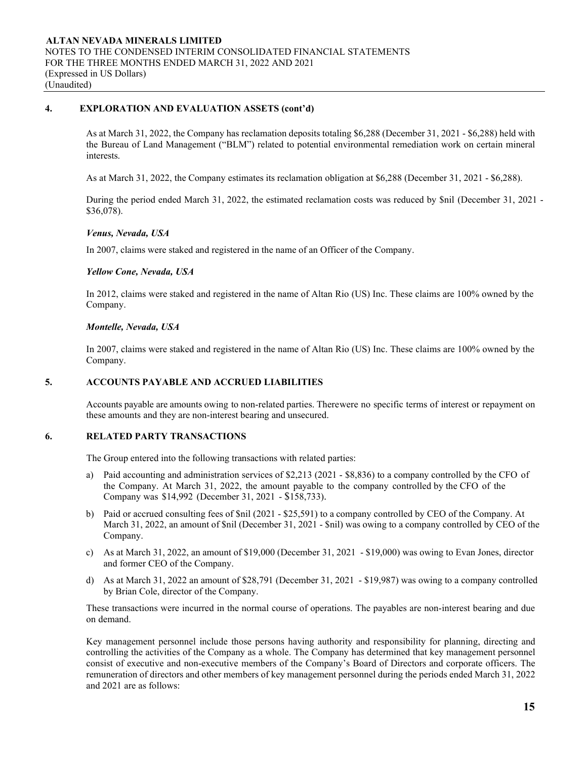## 4. EXPLORATION AND EVALUATION ASSETS (cont'd)

As at March 31, 2022, the Company has reclamation deposits totaling $6,288 (December 31, 2021 - $6,288) held with the Bureau of Land Management ("BLM") related to potential environmental remediation work on certain mineral interests.

As at March 31, 2022, the Company estimates its reclamation obligation at $6,288 (December 31, 2021 - $6,288).

During the period ended March 31, 2022, the estimated reclamation costs was reduced by $nil (December 31, 2021 - $36,078).

### *Venus, Nevada, USA*

In 2007, claims were staked and registered in the name of an Officer of the Company.

### *Yellow Cone, Nevada, USA*

In 2012, claims were staked and registered in the name of Altan Rio (US) Inc. These claims are 100% owned by the Company.

### *Montelle, Nevada, USA*

In 2007, claims were staked and registered in the name of Altan Rio (US) Inc. These claims are 100% owned by the Company.

## 5. ACCOUNTS PAYABLE AND ACCRUED LIABILITIES

Accounts payable are amounts owing to non-related parties. Therewere no specific terms of interest or repayment on these amounts and they are non-interest bearing and unsecured.

## 6. RELATED PARTY TRANSACTIONS

The Group entered into the following transactions with related parties:

a) Paid accounting and administration services of $2,213 (2021 - $8,836) to a company controlled by the CFO of the Company. At March 31, 2022, the amount payable to the company controlled by the CFO of the Company was $14,992 (December 31, 2021 - $158,733).

b) Paid or accrued consulting fees of $nil (2021 - $25,591) to a company controlled by CEO of the Company. At March 31, 2022, an amount of $nil (December 31, 2021 - $nil) was owing to a company controlled by CEO of the Company.

c) As at March 31, 2022, an amount of $19,000 (December 31, 2021 - $19,000) was owing to Evan Jones, director and former CEO of the Company.

d) As at March 31, 2022 an amount of $28,791 (December 31, 2021 - $19,987) was owing to a company controlled by Brian Cole, director of the Company.

These transactions were incurred in the normal course of operations. The payables are non-interest bearing and due on demand.

Key management personnel include those persons having authority and responsibility for planning, directing and controlling the activities of the Company as a whole. The Company has determined that key management personnel consist of executive and non-executive members of the Company's Board of Directors and corporate officers. The remuneration of directors and other members of key management personnel during the periods ended March 31, 2022 and 2021 are as follows: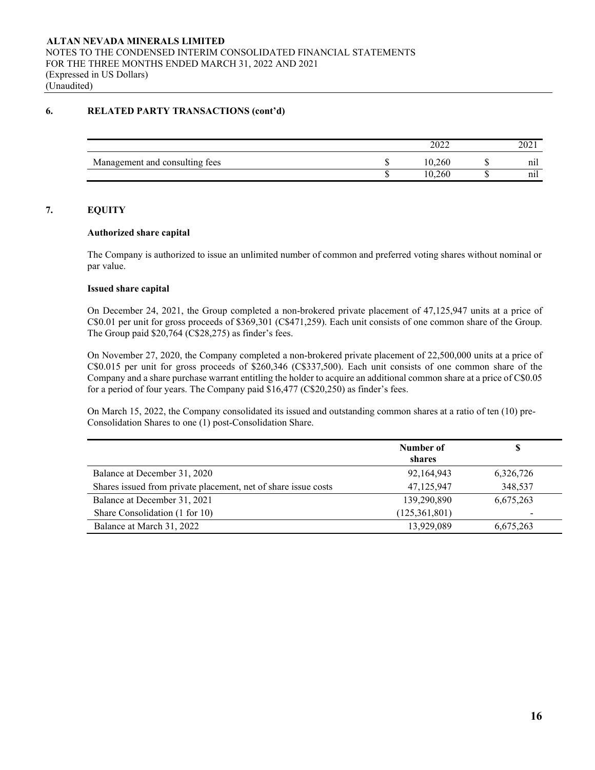## 6. RELATED PARTY TRANSACTIONS (cont'd)

| | | 2022 | | 2021 |
|---|---|---|---|---|
| Management and consulting fees | $ | 10,260 | $ | nil |
| | $ | 10,260 | $ | nil |

## 7. EQUITY

### Authorized share capital

The Company is authorized to issue an unlimited number of common and preferred voting shares without nominal or par value.

### Issued share capital

On December 24, 2021, the Group completed a non-brokered private placement of 47,125,947 units at a price of C$0.01 per unit for gross proceeds of $369,301 (C$471,259). Each unit consists of one common share of the Group. The Group paid $20,764 (C$28,275) as finder's fees.

On November 27, 2020, the Company completed a non-brokered private placement of 22,500,000 units at a price of C$0.015 per unit for gross proceeds of $260,346 (C$337,500). Each unit consists of one common share of the Company and a share purchase warrant entitling the holder to acquire an additional common share at a price of C$0.05 for a period of four years. The Company paid $16,477 (C$20,250) as finder's fees.

On March 15, 2022, the Company consolidated its issued and outstanding common shares at a ratio of ten (10) pre-Consolidation Shares to one (1) post-Consolidation Share.

| | Number of shares | $ |
|---|---|---|
| Balance at December 31, 2020 | 92,164,943 | 6,326,726 |
| Shares issued from private placement, net of share issue costs | 47,125,947 | 348,537 |
| Balance at December 31, 2021 | 139,290,890 | 6,675,263 |
| Share Consolidation (1 for 10) | (125,361,801) | - |
| Balance at March 31, 2022 | 13,929,089 | 6,675,263 |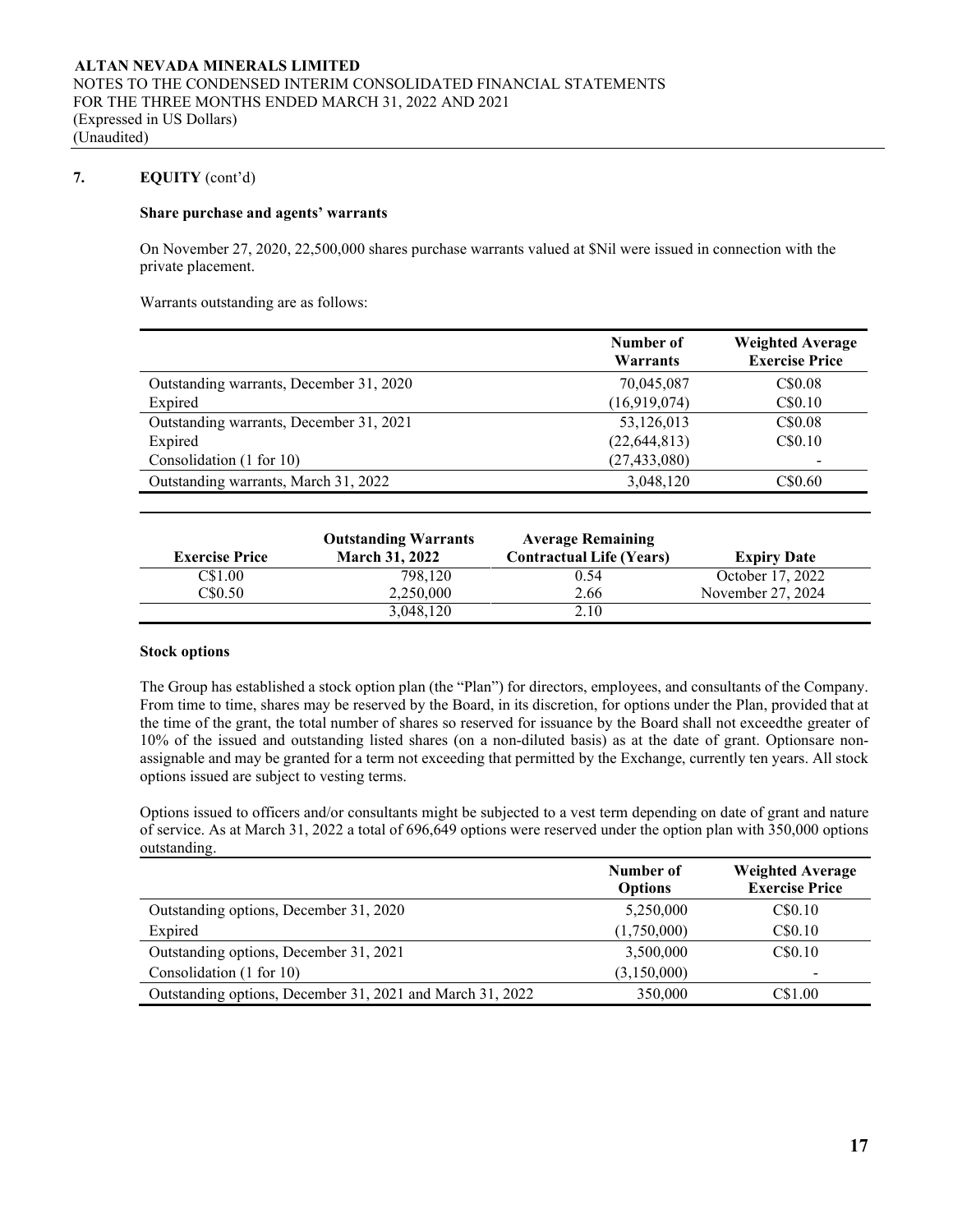## 7. EQUITY (cont'd)

### Share purchase and agents' warrants

On November 27, 2020, 22,500,000 shares purchase warrants valued at $Nil were issued in connection with the private placement.

Warrants outstanding are as follows:

| | Number of Warrants | Weighted Average Exercise Price |
|---|---|---|
| Outstanding warrants, December 31, 2020 | 70,045,087 | C$0.08 |
| Expired | (16,919,074) | C$0.10 |
| Outstanding warrants, December 31, 2021 | 53,126,013 | C$0.08 |
| Expired | (22,644,813) | C$0.10 |
| Consolidation (1 for 10) | (27,433,080) | - |
| Outstanding warrants, March 31, 2022 | 3,048,120 | C$0.60 |

| Exercise Price | Outstanding Warrants March 31, 2022 | Average Remaining Contractual Life (Years) | Expiry Date |
|---|---|---|---|
| C$1.00 | 798,120 | 0.54 | October 17, 2022 |
| C$0.50 | 2,250,000 | 2.66 | November 27, 2024 |
| | 3,048,120 | 2.10 | |

### Stock options

The Group has established a stock option plan (the "Plan") for directors, employees, and consultants of the Company. From time to time, shares may be reserved by the Board, in its discretion, for options under the Plan, provided that at the time of the grant, the total number of shares so reserved for issuance by the Board shall not exceedthe greater of 10% of the issued and outstanding listed shares (on a non-diluted basis) as at the date of grant. Optionsare non-assignable and may be granted for a term not exceeding that permitted by the Exchange, currently ten years. All stock options issued are subject to vesting terms.

Options issued to officers and/or consultants might be subjected to a vest term depending on date of grant and nature of service. As at March 31, 2022 a total of 696,649 options were reserved under the option plan with 350,000 options outstanding.

| | Number of Options | Weighted Average Exercise Price |
|---|---|---|
| Outstanding options, December 31, 2020 | 5,250,000 | C$0.10 |
| Expired | (1,750,000) | C$0.10 |
| Outstanding options, December 31, 2021 | 3,500,000 | C$0.10 |
| Consolidation (1 for 10) | (3,150,000) | - |
| Outstanding options, December 31, 2021 and March 31, 2022 | 350,000 | C$1.00 |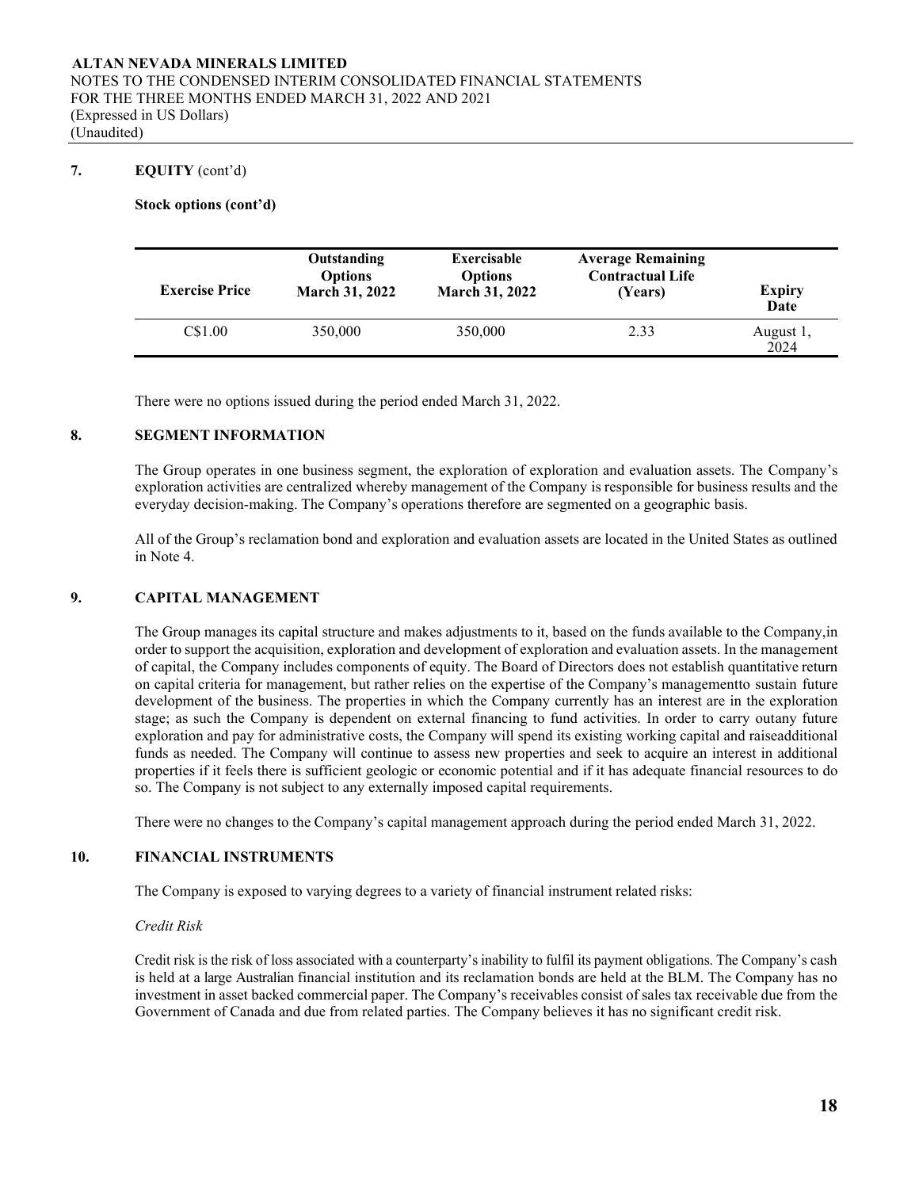## 7. EQUITY (cont'd)

**Stock options (cont'd)**

| Exercise Price | Outstanding Options March 31, 2022 | Exercisable Options March 31, 2022 | Average Remaining Contractual Life (Years) | Expiry Date |
|---|---|---|---|---|
| C$1.00 | 350,000 | 350,000 | 2.33 | August 1, 2024 |

There were no options issued during the period ended March 31, 2022.

## 8. SEGMENT INFORMATION

The Group operates in one business segment, the exploration of exploration and evaluation assets. The Company's exploration activities are centralized whereby management of the Company is responsible for business results and the everyday decision-making. The Company's operations therefore are segmented on a geographic basis.

All of the Group's reclamation bond and exploration and evaluation assets are located in the United States as outlined in Note 4.

## 9. CAPITAL MANAGEMENT

The Group manages its capital structure and makes adjustments to it, based on the funds available to the Company,in order to support the acquisition, exploration and development of exploration and evaluation assets. In the management of capital, the Company includes components of equity. The Board of Directors does not establish quantitative return on capital criteria for management, but rather relies on the expertise of the Company's managementto sustain future development of the business. The properties in which the Company currently has an interest are in the exploration stage; as such the Company is dependent on external financing to fund activities. In order to carry outany future exploration and pay for administrative costs, the Company will spend its existing working capital and raiseadditional funds as needed. The Company will continue to assess new properties and seek to acquire an interest in additional properties if it feels there is sufficient geologic or economic potential and if it has adequate financial resources to do so. The Company is not subject to any externally imposed capital requirements.

There were no changes to the Company's capital management approach during the period ended March 31, 2022.

## 10. FINANCIAL INSTRUMENTS

The Company is exposed to varying degrees to a variety of financial instrument related risks:

*Credit Risk*

Credit risk is the risk of loss associated with a counterparty's inability to fulfil its payment obligations. The Company's cash is held at a large Australian financial institution and its reclamation bonds are held at the BLM. The Company has no investment in asset backed commercial paper. The Company's receivables consist of sales tax receivable due from the Government of Canada and due from related parties. The Company believes it has no significant credit risk.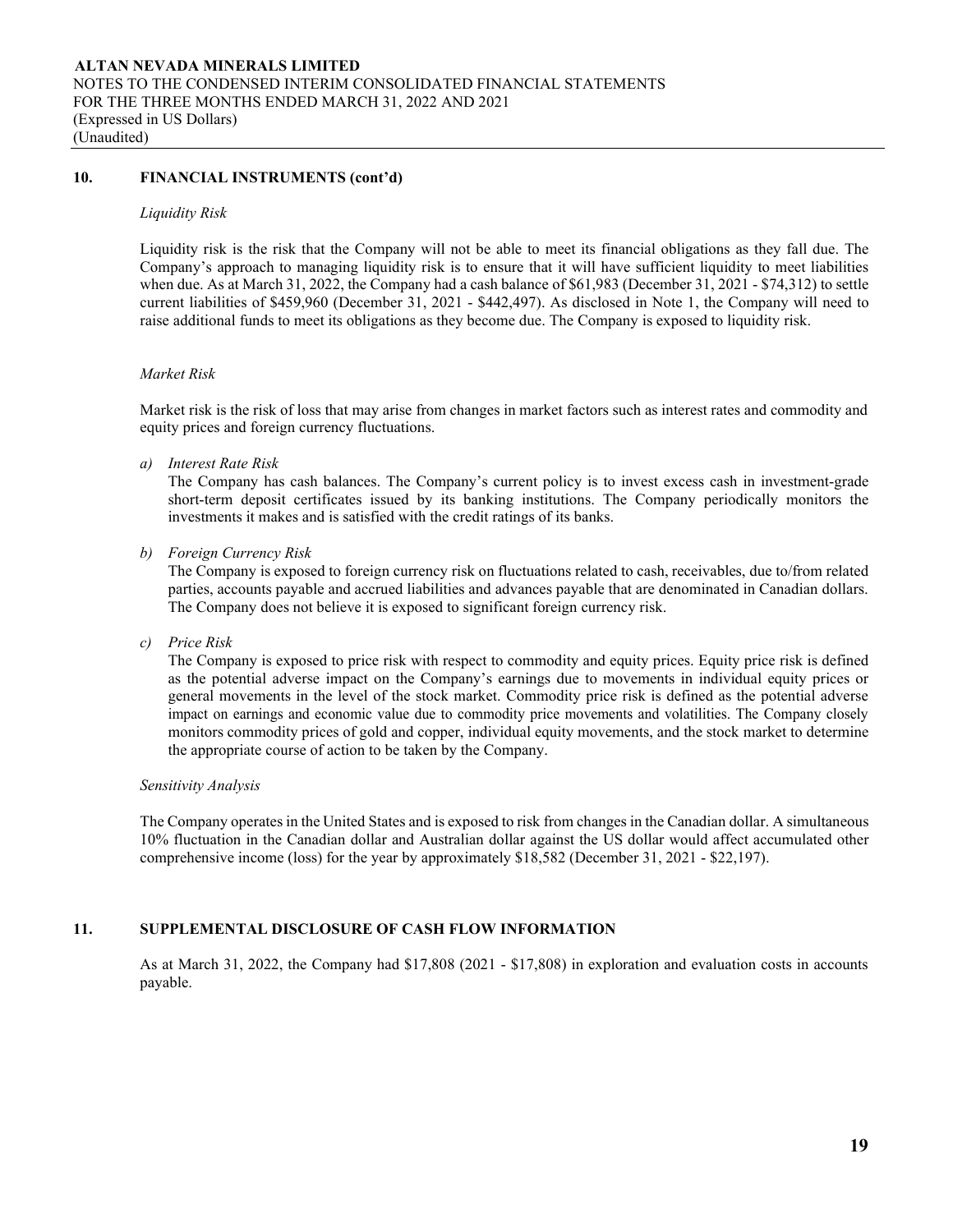## 10. FINANCIAL INSTRUMENTS (cont'd)

*Liquidity Risk*

Liquidity risk is the risk that the Company will not be able to meet its financial obligations as they fall due. The Company's approach to managing liquidity risk is to ensure that it will have sufficient liquidity to meet liabilities when due. As at March 31, 2022, the Company had a cash balance of $61,983 (December 31, 2021 - $74,312) to settle current liabilities of $459,960 (December 31, 2021 - $442,497). As disclosed in Note 1, the Company will need to raise additional funds to meet its obligations as they become due. The Company is exposed to liquidity risk.

*Market Risk*

Market risk is the risk of loss that may arise from changes in market factors such as interest rates and commodity and equity prices and foreign currency fluctuations.

a) *Interest Rate Risk*
   The Company has cash balances. The Company's current policy is to invest excess cash in investment-grade short-term deposit certificates issued by its banking institutions. The Company periodically monitors the investments it makes and is satisfied with the credit ratings of its banks.

b) *Foreign Currency Risk*
   The Company is exposed to foreign currency risk on fluctuations related to cash, receivables, due to/from related parties, accounts payable and accrued liabilities and advances payable that are denominated in Canadian dollars. The Company does not believe it is exposed to significant foreign currency risk.

c) *Price Risk*
   The Company is exposed to price risk with respect to commodity and equity prices. Equity price risk is defined as the potential adverse impact on the Company's earnings due to movements in individual equity prices or general movements in the level of the stock market. Commodity price risk is defined as the potential adverse impact on earnings and economic value due to commodity price movements and volatilities. The Company closely monitors commodity prices of gold and copper, individual equity movements, and the stock market to determine the appropriate course of action to be taken by the Company.

*Sensitivity Analysis*

The Company operates in the United States and is exposed to risk from changes in the Canadian dollar. A simultaneous 10% fluctuation in the Canadian dollar and Australian dollar against the US dollar would affect accumulated other comprehensive income (loss) for the year by approximately $18,582 (December 31, 2021 - $22,197).

## 11. SUPPLEMENTAL DISCLOSURE OF CASH FLOW INFORMATION

As at March 31, 2022, the Company had $17,808 (2021 - $17,808) in exploration and evaluation costs in accounts payable.